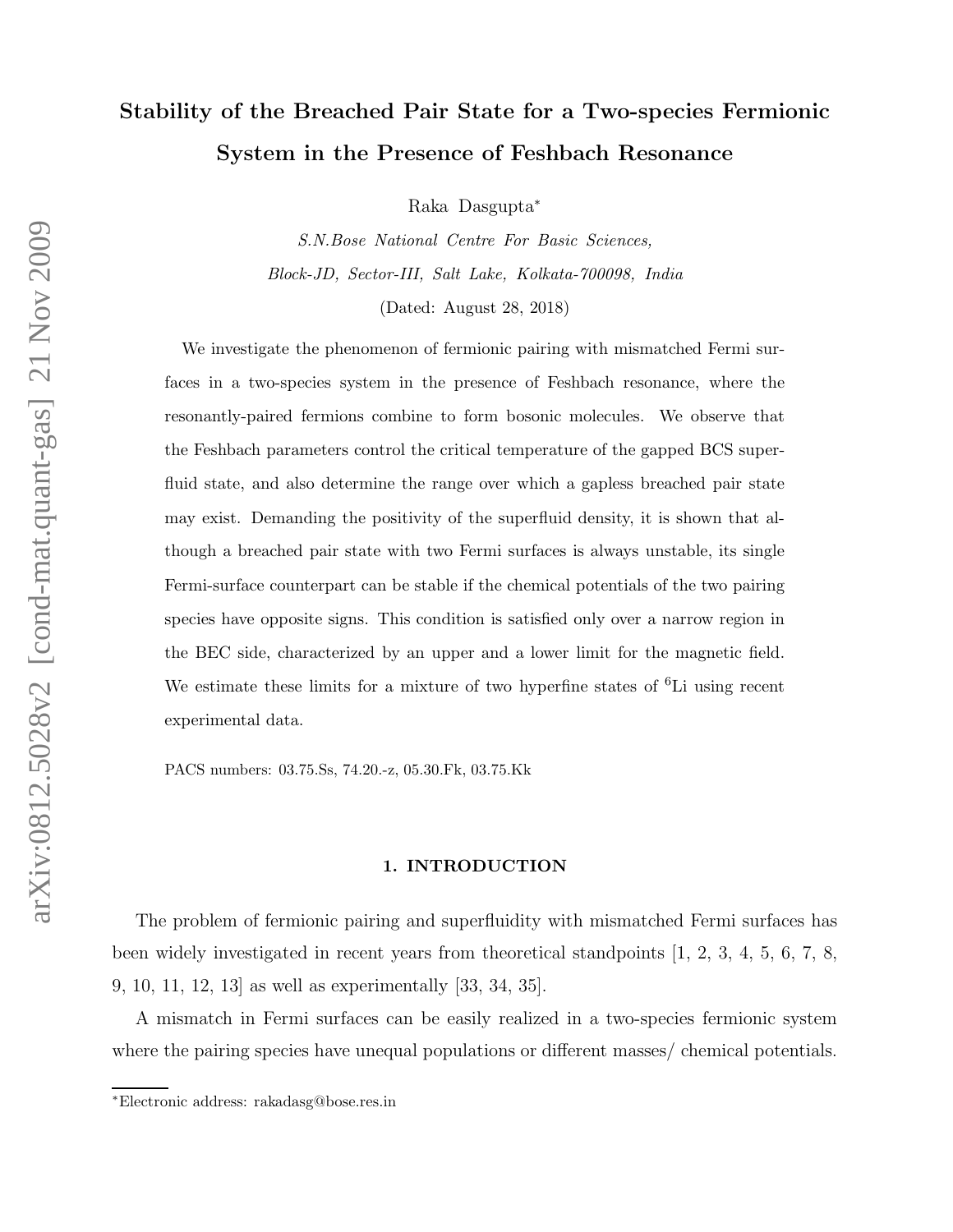# Stability of the Breached Pair State for a Two-species Fermionic System in the Presence of Feshbach Resonance

Raka Dasgupta*

*S.N.Bose National Centre For Basic Sciences,*

*Block-JD, Sector-III, Salt Lake, Kolkata-700098, India*

(Dated: August 28, 2018)

We investigate the phenomenon of fermionic pairing with mismatched Fermi surfaces in a two-species system in the presence of Feshbach resonance, where the resonantly-paired fermions combine to form bosonic molecules. We observe that the Feshbach parameters control the critical temperature of the gapped BCS superfluid state, and also determine the range over which a gapless breached pair state may exist. Demanding the positivity of the superfluid density, it is shown that although a breached pair state with two Fermi surfaces is always unstable, its single Fermi-surface counterpart can be stable if the chemical potentials of the two pairing species have opposite signs. This condition is satisfied only over a narrow region in the BEC side, characterized by an upper and a lower limit for the magnetic field. We estimate these limits for a mixture of two hyperfine states of $^6$Li using recent experimental data.

PACS numbers: 03.75.Ss, 74.20.-z, 05.30.Fk, 03.75.Kk

## 1. INTRODUCTION

The problem of fermionic pairing and superfluidity with mismatched Fermi surfaces has been widely investigated in recent years from theoretical standpoints [1, 2, 3, 4, 5, 6, 7, 8, 9, 10, 11, 12, 13] as well as experimentally [33, 34, 35].

A mismatch in Fermi surfaces can be easily realized in a two-species fermionic system where the pairing species have unequal populations or different masses/ chemical potentials.

*Electronic address: rakadasg@bose.res.in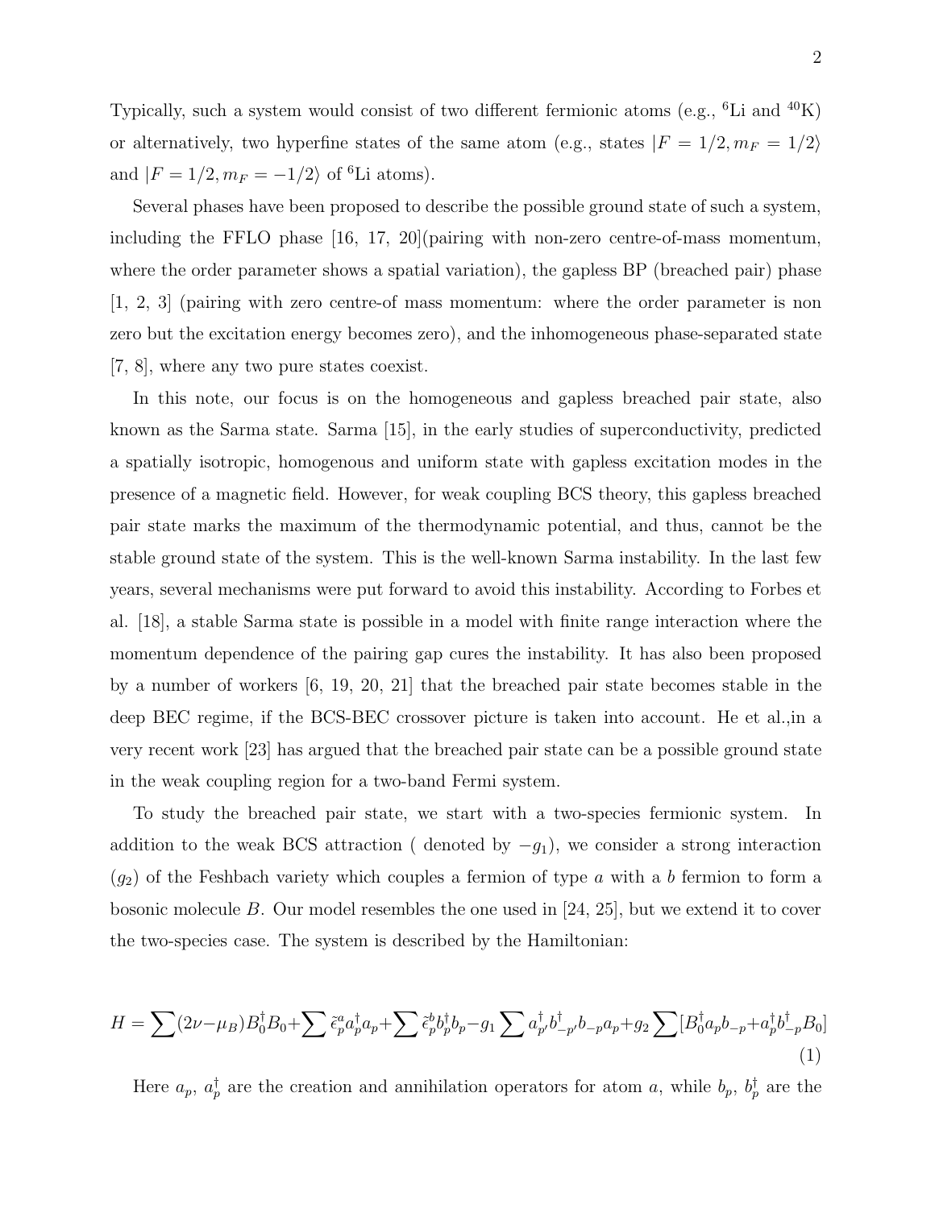Typically, such a system would consist of two different fermionic atoms (e.g., $^6$Li and $^{40}$K) or alternatively, two hyperfine states of the same atom (e.g., states $|F = 1/2, m_F = 1/2\rangle$ and $|F = 1/2, m_F = -1/2\rangle$ of $^6$Li atoms).

Several phases have been proposed to describe the possible ground state of such a system, including the FFLO phase [16, 17, 20](pairing with non-zero centre-of-mass momentum, where the order parameter shows a spatial variation), the gapless BP (breached pair) phase [1, 2, 3] (pairing with zero centre-of mass momentum: where the order parameter is non zero but the excitation energy becomes zero), and the inhomogeneous phase-separated state [7, 8], where any two pure states coexist.

In this note, our focus is on the homogeneous and gapless breached pair state, also known as the Sarma state. Sarma [15], in the early studies of superconductivity, predicted a spatially isotropic, homogenous and uniform state with gapless excitation modes in the presence of a magnetic field. However, for weak coupling BCS theory, this gapless breached pair state marks the maximum of the thermodynamic potential, and thus, cannot be the stable ground state of the system. This is the well-known Sarma instability. In the last few years, several mechanisms were put forward to avoid this instability. According to Forbes et al. [18], a stable Sarma state is possible in a model with finite range interaction where the momentum dependence of the pairing gap cures the instability. It has also been proposed by a number of workers [6, 19, 20, 21] that the breached pair state becomes stable in the deep BEC regime, if the BCS-BEC crossover picture is taken into account. He et al.,in a very recent work [23] has argued that the breached pair state can be a possible ground state in the weak coupling region for a two-band Fermi system.

To study the breached pair state, we start with a two-species fermionic system. In addition to the weak BCS attraction ( denoted by $-g_1$), we consider a strong interaction ($g_2$) of the Feshbach variety which couples a fermion of type $a$ with a $b$ fermion to form a bosonic molecule $B$. Our model resembles the one used in [24, 25], but we extend it to cover the two-species case. The system is described by the Hamiltonian:

$$H = \sum(2\nu - \mu_B)B_0^\dagger B_0 + \sum \tilde{\epsilon}_p^a a_p^\dagger a_p + \sum \tilde{\epsilon}_p^b b_p^\dagger b_p - g_1 \sum a_{p'}^\dagger b_{-p'}^\dagger b_{-p} a_p + g_2 \sum [B_0^\dagger a_p b_{-p} + a_p^\dagger b_{-p}^\dagger B_0] \tag{1}$$

Here $a_p$, $a_p^\dagger$ are the creation and annihilation operators for atom $a$, while $b_p$, $b_p^\dagger$ are the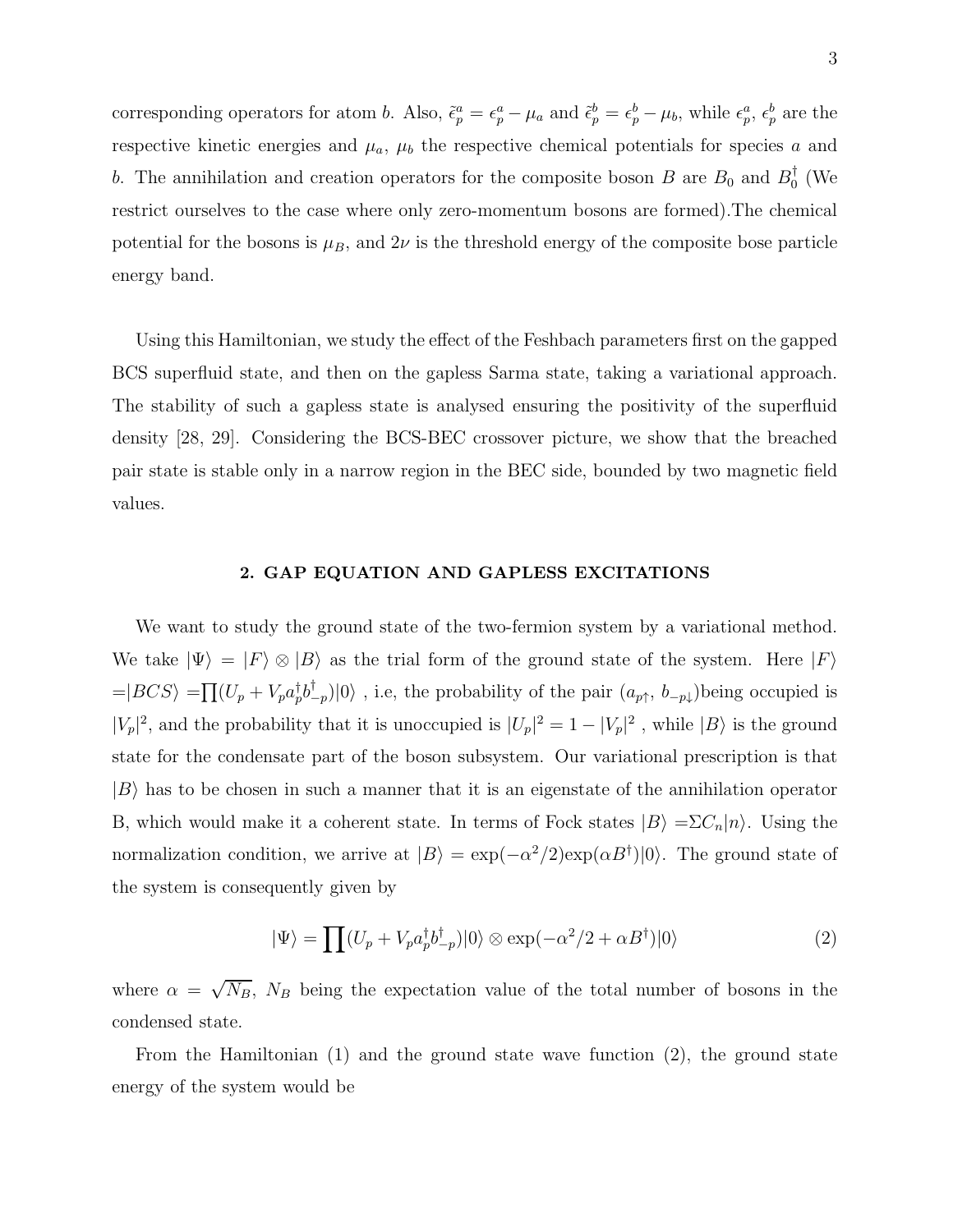corresponding operators for atom $b$. Also, $\tilde{\epsilon}_p^a = \epsilon_p^a - \mu_a$ and $\tilde{\epsilon}_p^b = \epsilon_p^b - \mu_b$, while $\epsilon_p^a$, $\epsilon_p^b$ are the respective kinetic energies and $\mu_a$, $\mu_b$ the respective chemical potentials for species $a$ and $b$. The annihilation and creation operators for the composite boson $B$ are $B_0$ and $B_0^\dagger$ (We restrict ourselves to the case where only zero-momentum bosons are formed).The chemical potential for the bosons is $\mu_B$, and $2\nu$ is the threshold energy of the composite bose particle energy band.

Using this Hamiltonian, we study the effect of the Feshbach parameters first on the gapped BCS superfluid state, and then on the gapless Sarma state, taking a variational approach. The stability of such a gapless state is analysed ensuring the positivity of the superfluid density [28, 29]. Considering the BCS-BEC crossover picture, we show that the breached pair state is stable only in a narrow region in the BEC side, bounded by two magnetic field values.

## 2. GAP EQUATION AND GAPLESS EXCITATIONS

We want to study the ground state of the two-fermion system by a variational method. We take $|\Psi\rangle = |F\rangle \otimes |B\rangle$ as the trial form of the ground state of the system. Here $|F\rangle$ $=|BCS\rangle = \prod(U_p + V_p a_p^\dagger b_{-p}^\dagger)|0\rangle$ , i.e, the probability of the pair $(a_{p\uparrow},\, b_{-p\downarrow})$being occupied is $|V_p|^2$, and the probability that it is unoccupied is $|U_p|^2 = 1 - |V_p|^2$ , while $|B\rangle$ is the ground state for the condensate part of the boson subsystem. Our variational prescription is that $|B\rangle$ has to be chosen in such a manner that it is an eigenstate of the annihilation operator B, which would make it a coherent state. In terms of Fock states $|B\rangle = \Sigma C_n |n\rangle$. Using the normalization condition, we arrive at $|B\rangle = \exp(-\alpha^2/2)\exp(\alpha B^\dagger)|0\rangle$. The ground state of the system is consequently given by

$$|\Psi\rangle = \prod(U_p + V_p a_p^\dagger b_{-p}^\dagger)|0\rangle \otimes \exp(-\alpha^2/2 + \alpha B^\dagger)|0\rangle \tag{2}$$

where $\alpha = \sqrt{N_B}$, $N_B$ being the expectation value of the total number of bosons in the condensed state.

From the Hamiltonian (1) and the ground state wave function (2), the ground state energy of the system would be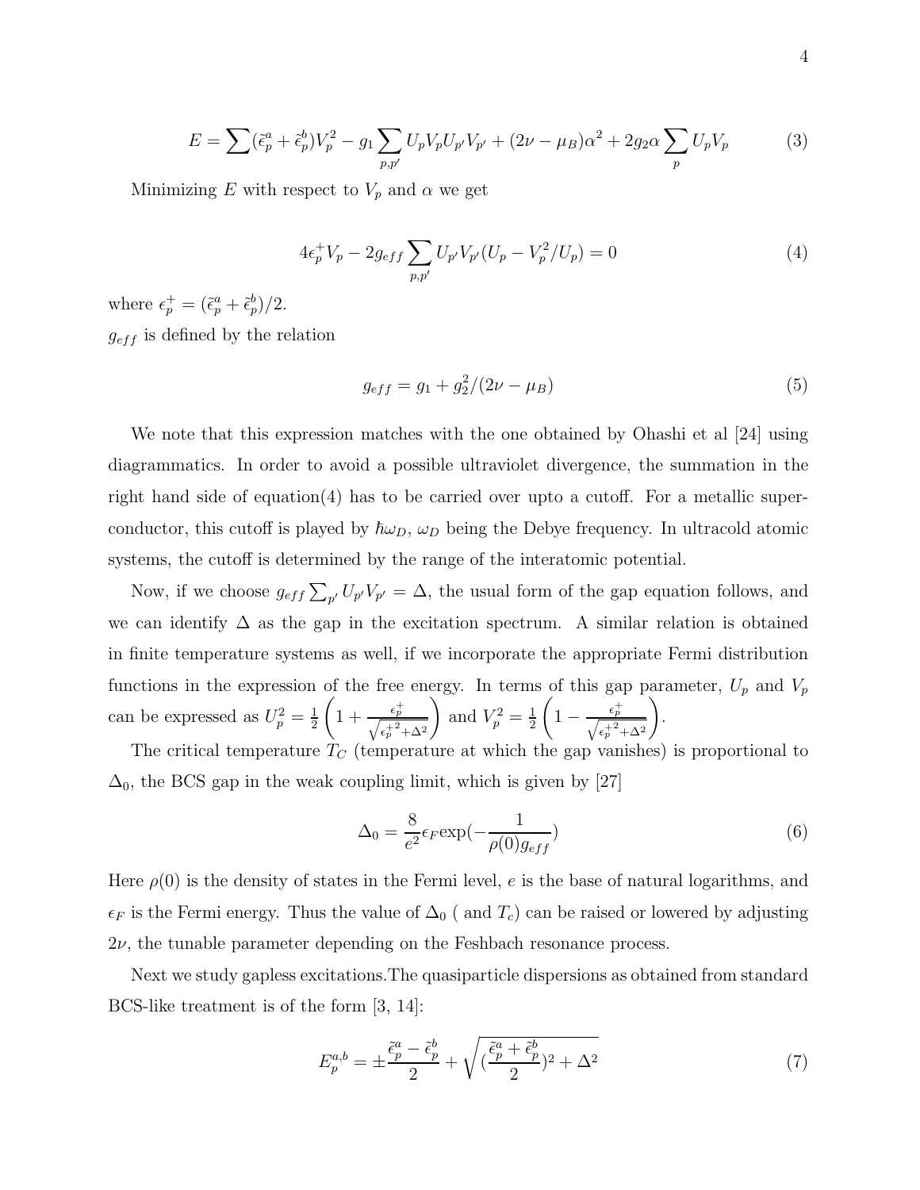$$E = \sum (\tilde{\epsilon}_p^a + \tilde{\epsilon}_p^b) V_p^2 - g_1 \sum_{p,p'} U_p V_p U_{p'} V_{p'} + (2\nu - \mu_B)\alpha^2 + 2g_2 \alpha \sum_p U_p V_p \tag{3}$$

Minimizing $E$ with respect to $V_p$ and $\alpha$ we get

$$4\epsilon_p^+ V_p - 2g_{eff} \sum_{p,p'} U_{p'} V_{p'} (U_p - V_p^2/U_p) = 0 \tag{4}$$

where $\epsilon_p^+ = (\tilde{\epsilon}_p^a + \tilde{\epsilon}_p^b)/2$.

$g_{eff}$ is defined by the relation

$$g_{eff} = g_1 + g_2^2/(2\nu - \mu_B) \tag{5}$$

We note that this expression matches with the one obtained by Ohashi et al [24] using diagrammatics. In order to avoid a possible ultraviolet divergence, the summation in the right hand side of equation(4) has to be carried over upto a cutoff. For a metallic superconductor, this cutoff is played by $\hbar\omega_D$, $\omega_D$ being the Debye frequency. In ultracold atomic systems, the cutoff is determined by the range of the interatomic potential.

Now, if we choose $g_{eff} \sum_{p'} U_{p'} V_{p'} = \Delta$, the usual form of the gap equation follows, and we can identify $\Delta$ as the gap in the excitation spectrum. A similar relation is obtained in finite temperature systems as well, if we incorporate the appropriate Fermi distribution functions in the expression of the free energy. In terms of this gap parameter, $U_p$ and $V_p$ can be expressed as $U_p^2 = \frac{1}{2}\left(1 + \frac{\epsilon_p^+}{\sqrt{\epsilon_p^{+2} + \Delta^2}}\right)$ and $V_p^2 = \frac{1}{2}\left(1 - \frac{\epsilon_p^+}{\sqrt{\epsilon_p^{+2} + \Delta^2}}\right)$.

The critical temperature $T_C$ (temperature at which the gap vanishes) is proportional to $\Delta_0$, the BCS gap in the weak coupling limit, which is given by [27]

$$\Delta_0 = \frac{8}{e^2} \epsilon_F \exp\left(-\frac{1}{\rho(0) g_{eff}}\right) \tag{6}$$

Here $\rho(0)$ is the density of states in the Fermi level, $e$ is the base of natural logarithms, and $\epsilon_F$ is the Fermi energy. Thus the value of $\Delta_0$ ( and $T_c$) can be raised or lowered by adjusting $2\nu$, the tunable parameter depending on the Feshbach resonance process.

Next we study gapless excitations.The quasiparticle dispersions as obtained from standard BCS-like treatment is of the form [3, 14]:

$$E_p^{a,b} = \pm \frac{\tilde{\epsilon}_p^a - \tilde{\epsilon}_p^b}{2} + \sqrt{\left(\frac{\tilde{\epsilon}_p^a + \tilde{\epsilon}_p^b}{2}\right)^2 + \Delta^2} \tag{7}$$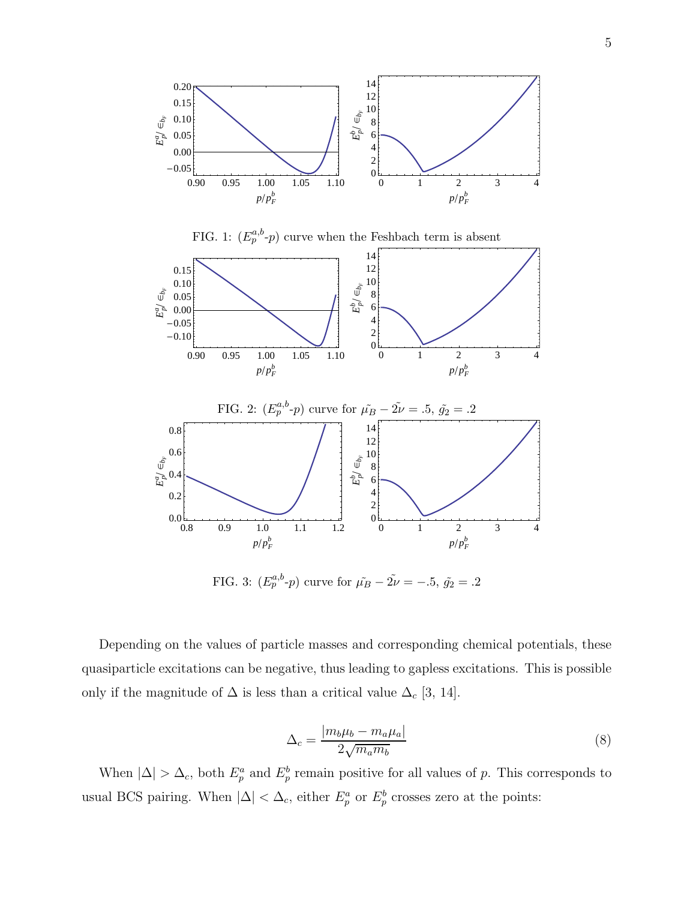FIG. 1: ($E_p^{a,b}$-$p$) curve when the Feshbach term is absent

FIG. 2: ($E_p^{a,b}$-$p$) curve for $\tilde{\mu_B} - \tilde{2\nu} = .5$, $\tilde{g}_2 = .2$

FIG. 3: ($E_p^{a,b}$-$p$) curve for $\tilde{\mu_B} - \tilde{2\nu} = -.5$, $\tilde{g}_2 = .2$

Depending on the values of particle masses and corresponding chemical potentials, these quasiparticle excitations can be negative, thus leading to gapless excitations. This is possible only if the magnitude of $\Delta$ is less than a critical value $\Delta_c$ [3, 14].

$$\Delta_c = \frac{|m_b\mu_b - m_a\mu_a|}{2\sqrt{m_a m_b}} \tag{8}$$

When $|\Delta| > \Delta_c$, both $E_p^a$ and $E_p^b$ remain positive for all values of $p$. This corresponds to usual BCS pairing. When $|\Delta| < \Delta_c$, either $E_p^a$ or $E_p^b$ crosses zero at the points: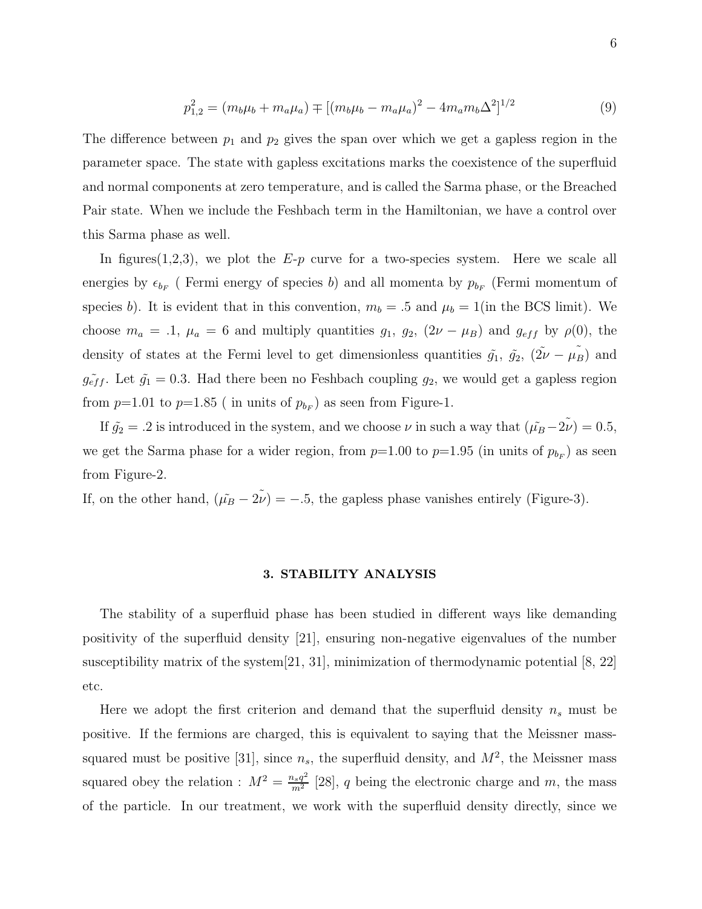$$p_{1,2}^2 = (m_b\mu_b + m_a\mu_a) \mp [(m_b\mu_b - m_a\mu_a)^2 - 4m_a m_b \Delta^2]^{1/2} \tag{9}$$

The difference between $p_1$ and $p_2$ gives the span over which we get a gapless region in the parameter space. The state with gapless excitations marks the coexistence of the superfluid and normal components at zero temperature, and is called the Sarma phase, or the Breached Pair state. When we include the Feshbach term in the Hamiltonian, we have a control over this Sarma phase as well.

In figures(1,2,3), we plot the $E$-$p$ curve for a two-species system. Here we scale all energies by $\epsilon_{b_F}$ ( Fermi energy of species $b$) and all momenta by $p_{b_F}$ (Fermi momentum of species $b$). It is evident that in this convention, $m_b = .5$ and $\mu_b = 1$(in the BCS limit). We choose $m_a = .1$, $\mu_a = 6$ and multiply quantities $g_1$, $g_2$, $(2\nu - \mu_B)$ and $g_{eff}$ by $\rho(0)$, the density of states at the Fermi level to get dimensionless quantities $\tilde{g_1}$, $\tilde{g_2}$, $(\tilde{2\nu} - \tilde{\mu_B})$ and $\tilde{g_{eff}}$. Let $\tilde{g_1} = 0.3$. Had there been no Feshbach coupling $g_2$, we would get a gapless region from $p$=1.01 to $p$=1.85 ( in units of $p_{b_F}$) as seen from Figure-1.

If $\tilde{g_2} = .2$ is introduced in the system, and we choose $\nu$ in such a way that $(\tilde{\mu_B} - \tilde{2\nu}) = 0.5$, we get the Sarma phase for a wider region, from $p$=1.00 to $p$=1.95 (in units of $p_{b_F}$) as seen from Figure-2.

If, on the other hand, $(\tilde{\mu_B} - \tilde{2\nu}) = -.5$, the gapless phase vanishes entirely (Figure-3).

## 3. STABILITY ANALYSIS

The stability of a superfluid phase has been studied in different ways like demanding positivity of the superfluid density [21], ensuring non-negative eigenvalues of the number susceptibility matrix of the system[21, 31], minimization of thermodynamic potential [8, 22] etc.

Here we adopt the first criterion and demand that the superfluid density $n_s$ must be positive. If the fermions are charged, this is equivalent to saying that the Meissner mass-squared must be positive [31], since $n_s$, the superfluid density, and $M^2$, the Meissner mass squared obey the relation : $M^2 = \frac{n_s q^2}{m^2}$ [28], $q$ being the electronic charge and $m$, the mass of the particle. In our treatment, we work with the superfluid density directly, since we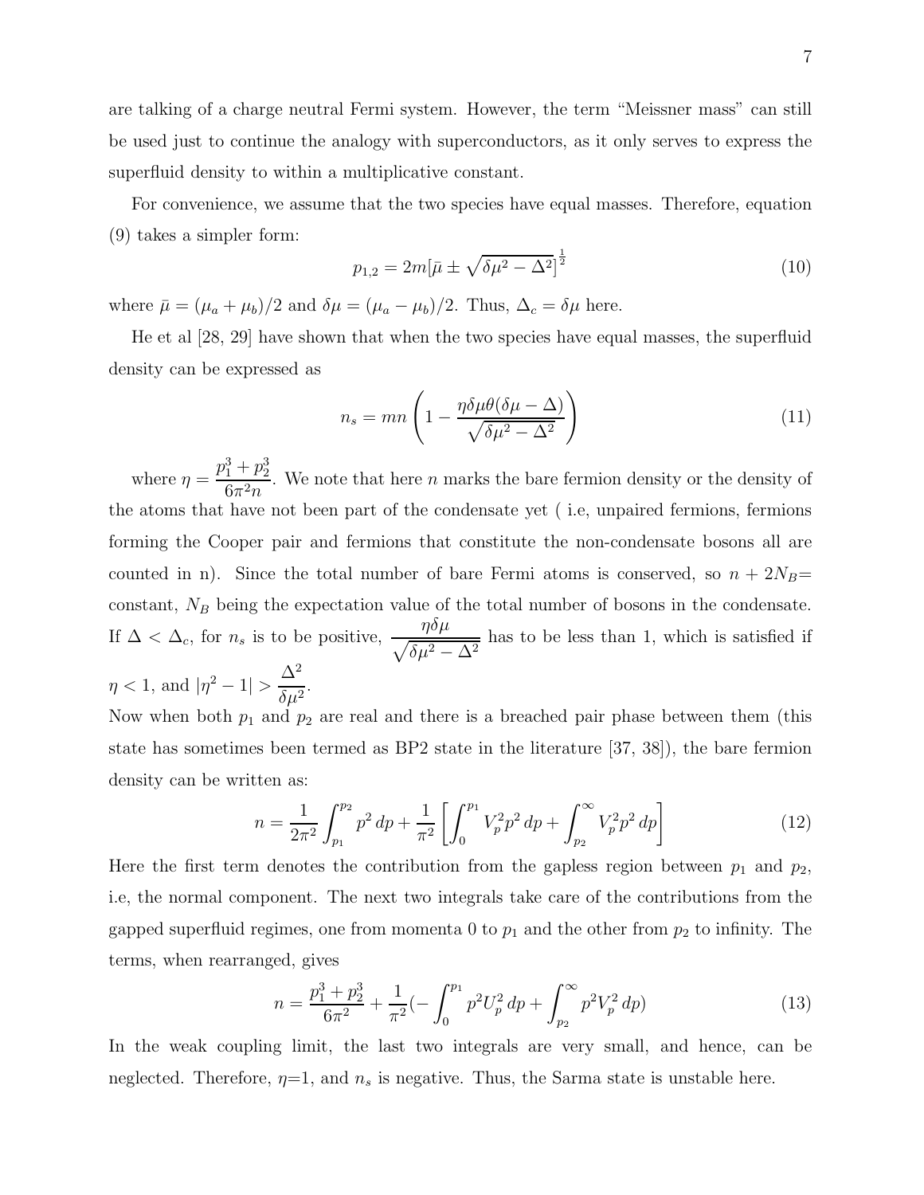are talking of a charge neutral Fermi system. However, the term "Meissner mass" can still be used just to continue the analogy with superconductors, as it only serves to express the superfluid density to within a multiplicative constant.

For convenience, we assume that the two species have equal masses. Therefore, equation (9) takes a simpler form:

$$p_{1,2} = 2m[\bar{\mu} \pm \sqrt{\delta\mu^2 - \Delta^2}]^{\frac{1}{2}} \tag{10}$$

where $\bar{\mu} = (\mu_a + \mu_b)/2$ and $\delta\mu = (\mu_a - \mu_b)/2$. Thus, $\Delta_c = \delta\mu$ here.

He et al [28, 29] have shown that when the two species have equal masses, the superfluid density can be expressed as

$$n_s = mn\left(1 - \frac{\eta\delta\mu\theta(\delta\mu - \Delta)}{\sqrt{\delta\mu^2 - \Delta^2}}\right) \tag{11}$$

where $\eta = \dfrac{p_1^3 + p_2^3}{6\pi^2 n}$. We note that here $n$ marks the bare fermion density or the density of the atoms that have not been part of the condensate yet ( i.e, unpaired fermions, fermions forming the Cooper pair and fermions that constitute the non-condensate bosons all are counted in n). Since the total number of bare Fermi atoms is conserved, so $n + 2N_B=$ constant, $N_B$ being the expectation value of the total number of bosons in the condensate. If $\Delta < \Delta_c$, for $n_s$ is to be positive, $\dfrac{\eta\delta\mu}{\sqrt{\delta\mu^2 - \Delta^2}}$ has to be less than 1, which is satisfied if $\eta < 1$, and $|\eta^2 - 1| > \dfrac{\Delta^2}{\delta\mu^2}$.

Now when both $p_1$ and $p_2$ are real and there is a breached pair phase between them (this state has sometimes been termed as BP2 state in the literature [37, 38]), the bare fermion density can be written as:

$$n = \frac{1}{2\pi^2}\int_{p_1}^{p_2} p^2\,dp + \frac{1}{\pi^2}\left[\int_0^{p_1} V_p^2 p^2\,dp + \int_{p_2}^{\infty} V_p^2 p^2\,dp\right] \tag{12}$$

Here the first term denotes the contribution from the gapless region between $p_1$ and $p_2$, i.e, the normal component. The next two integrals take care of the contributions from the gapped superfluid regimes, one from momenta 0 to $p_1$ and the other from $p_2$ to infinity. The terms, when rearranged, gives

$$n = \frac{p_1^3 + p_2^3}{6\pi^2} + \frac{1}{\pi^2}\left(-\int_0^{p_1} p^2 U_p^2\,dp + \int_{p_2}^{\infty} p^2 V_p^2\,dp\right) \tag{13}$$

In the weak coupling limit, the last two integrals are very small, and hence, can be neglected. Therefore, $\eta$=1, and $n_s$ is negative. Thus, the Sarma state is unstable here.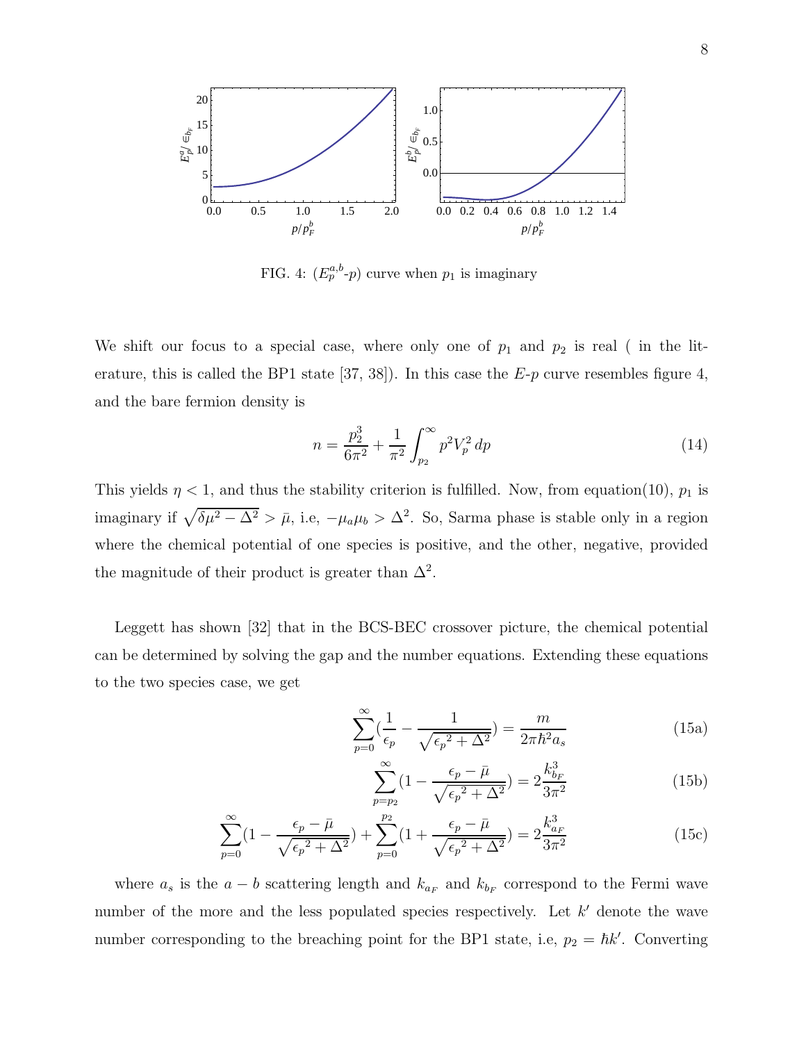FIG. 4: ($E_p^{a,b}$-$p$) curve when $p_1$ is imaginary

We shift our focus to a special case, where only one of $p_1$ and $p_2$ is real ( in the literature, this is called the BP1 state [37, 38]). In this case the $E$-$p$ curve resembles figure 4, and the bare fermion density is

$$n = \frac{p_2^3}{6\pi^2} + \frac{1}{\pi^2}\int_{p_2}^{\infty} p^2 V_p^2 \, dp \tag{14}$$

This yields $\eta < 1$, and thus the stability criterion is fulfilled. Now, from equation(10), $p_1$ is imaginary if $\sqrt{\delta\mu^2 - \Delta^2} > \bar{\mu}$, i.e, $-\mu_a\mu_b > \Delta^2$. So, Sarma phase is stable only in a region where the chemical potential of one species is positive, and the other, negative, provided the magnitude of their product is greater than $\Delta^2$.

Leggett has shown [32] that in the BCS-BEC crossover picture, the chemical potential can be determined by solving the gap and the number equations. Extending these equations to the two species case, we get

$$\sum_{p=0}^{\infty}\left(\frac{1}{\epsilon_p} - \frac{1}{\sqrt{{\epsilon_p}^2 + \Delta^2}}\right) = \frac{m}{2\pi\hbar^2 a_s} \tag{15a}$$

$$\sum_{p=p_2}^{\infty}\left(1 - \frac{\epsilon_p - \bar{\mu}}{\sqrt{{\epsilon_p}^2 + \Delta^2}}\right) = 2\frac{k_{b_F}^3}{3\pi^2} \tag{15b}$$

$$\sum_{p=0}^{\infty}\left(1 - \frac{\epsilon_p - \bar{\mu}}{\sqrt{{\epsilon_p}^2 + \Delta^2}}\right) + \sum_{p=0}^{p_2}\left(1 + \frac{\epsilon_p - \bar{\mu}}{\sqrt{{\epsilon_p}^2 + \Delta^2}}\right) = 2\frac{k_{a_F}^3}{3\pi^2} \tag{15c}$$

where $a_s$ is the $a-b$ scattering length and $k_{a_F}$ and $k_{b_F}$ correspond to the Fermi wave number of the more and the less populated species respectively. Let $k'$ denote the wave number corresponding to the breaching point for the BP1 state, i.e, $p_2 = \hbar k'$. Converting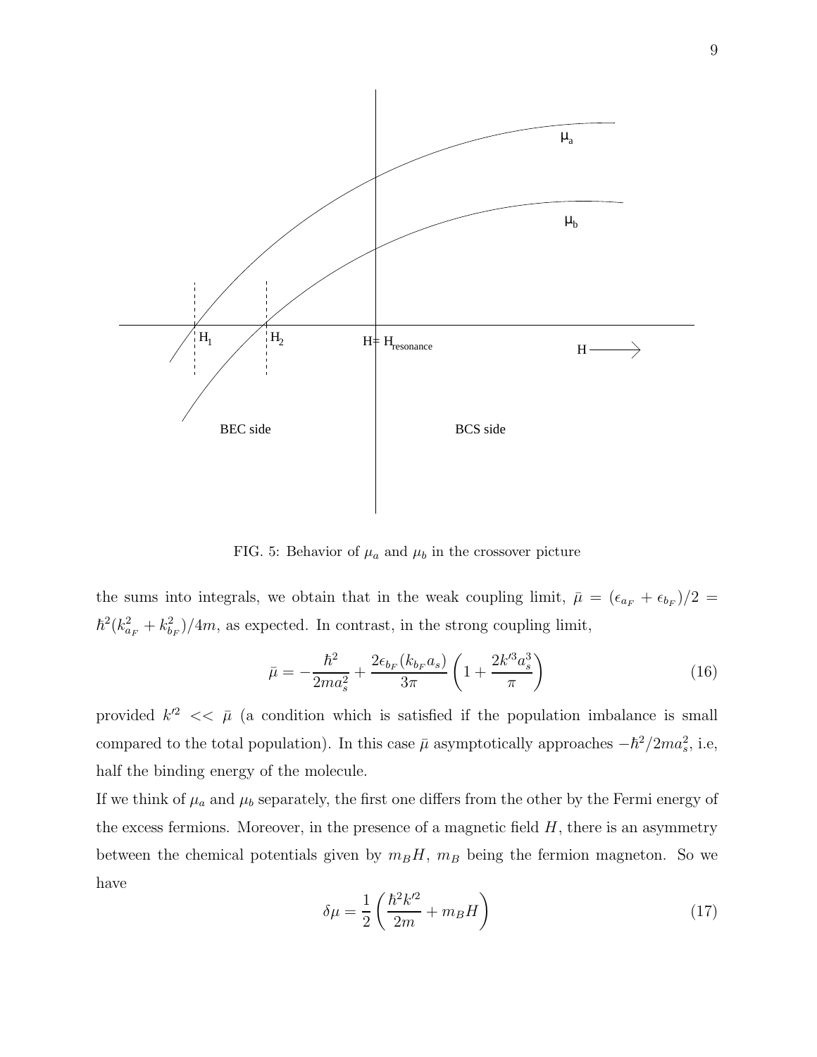FIG. 5: Behavior of $\mu_a$ and $\mu_b$ in the crossover picture

the sums into integrals, we obtain that in the weak coupling limit, $\bar{\mu} = (\epsilon_{a_F} + \epsilon_{b_F})/2 = \hbar^2(k_{a_F}^2 + k_{b_F}^2)/4m$, as expected. In contrast, in the strong coupling limit,

$$\bar{\mu} = -\frac{\hbar^2}{2ma_s^2} + \frac{2\epsilon_{b_F}(k_{b_F}a_s)}{3\pi}\left(1 + \frac{2k'^3a_s^3}{\pi}\right) \tag{16}$$

provided $k'^2 << \bar{\mu}$ (a condition which is satisfied if the population imbalance is small compared to the total population). In this case $\bar{\mu}$ asymptotically approaches $-\hbar^2/2ma_s^2$, i.e, half the binding energy of the molecule.

If we think of $\mu_a$ and $\mu_b$ separately, the first one differs from the other by the Fermi energy of the excess fermions. Moreover, in the presence of a magnetic field $H$, there is an asymmetry between the chemical potentials given by $m_B H$, $m_B$ being the fermion magneton. So we have

$$\delta\mu = \frac{1}{2}\left(\frac{\hbar^2k'^2}{2m} + m_B H\right) \tag{17}$$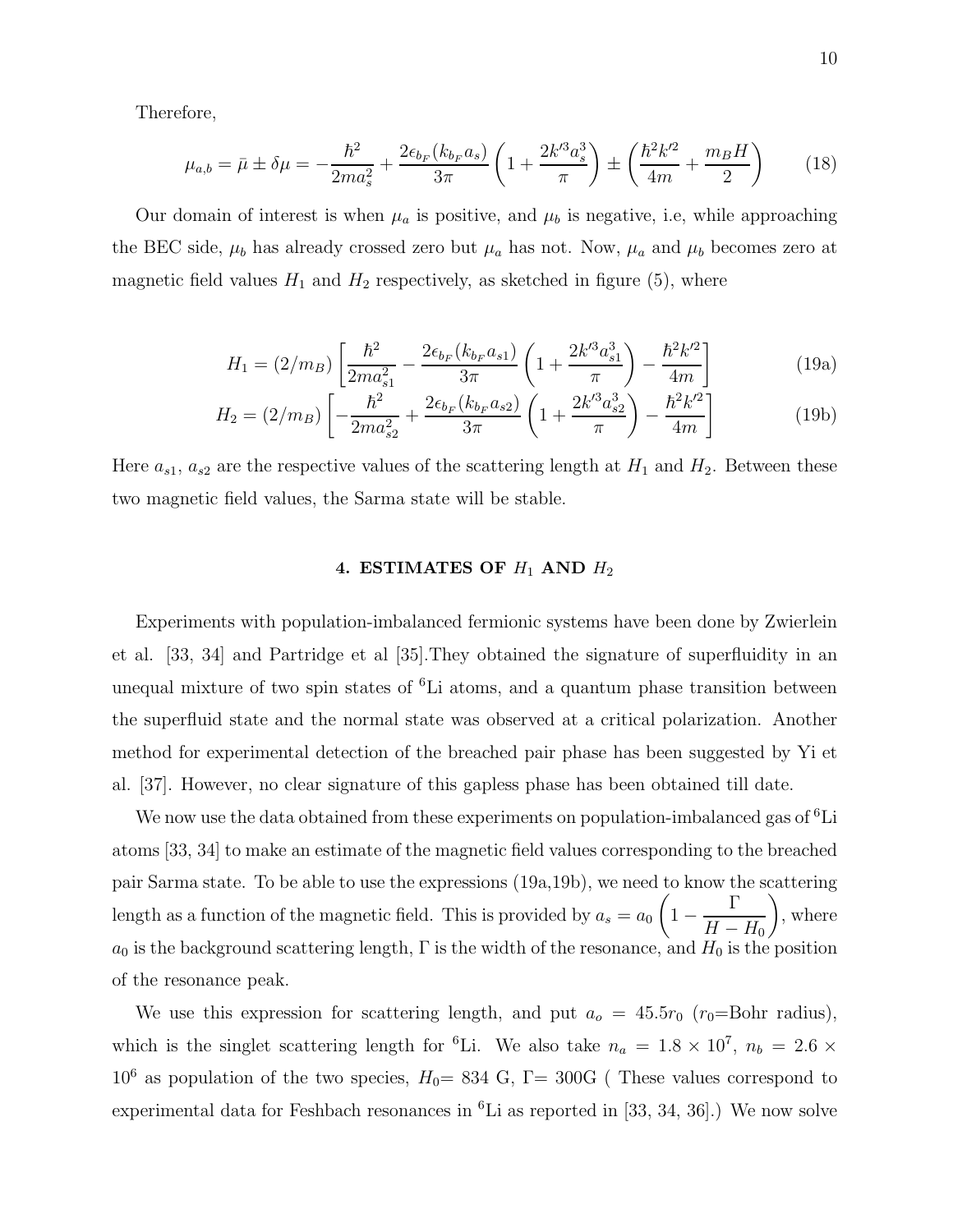Therefore,

$$\mu_{a,b} = \bar{\mu} \pm \delta\mu = -\frac{\hbar^2}{2ma_s^2} + \frac{2\epsilon_{b_F}(k_{b_F}a_s)}{3\pi}\left(1 + \frac{2k'^3a_s^3}{\pi}\right) \pm \left(\frac{\hbar^2k'^2}{4m} + \frac{m_BH}{2}\right) \tag{18}$$

Our domain of interest is when $\mu_a$ is positive, and $\mu_b$ is negative, i.e, while approaching the BEC side, $\mu_b$ has already crossed zero but $\mu_a$ has not. Now, $\mu_a$ and $\mu_b$ becomes zero at magnetic field values $H_1$ and $H_2$ respectively, as sketched in figure (5), where

$$H_1 = (2/m_B)\left[\frac{\hbar^2}{2ma_{s1}^2} - \frac{2\epsilon_{b_F}(k_{b_F}a_{s1})}{3\pi}\left(1 + \frac{2k'^3a_{s1}^3}{\pi}\right) - \frac{\hbar^2k'^2}{4m}\right] \tag{19a}$$

$$H_2 = (2/m_B)\left[-\frac{\hbar^2}{2ma_{s2}^2} + \frac{2\epsilon_{b_F}(k_{b_F}a_{s2})}{3\pi}\left(1 + \frac{2k'^3a_{s2}^3}{\pi}\right) - \frac{\hbar^2k'^2}{4m}\right] \tag{19b}$$

Here $a_{s1}$, $a_{s2}$ are the respective values of the scattering length at $H_1$ and $H_2$. Between these two magnetic field values, the Sarma state will be stable.

## 4. ESTIMATES OF $H_1$ AND $H_2$

Experiments with population-imbalanced fermionic systems have been done by Zwierlein et al. [33, 34] and Partridge et al [35].They obtained the signature of superfluidity in an unequal mixture of two spin states of $^6$Li atoms, and a quantum phase transition between the superfluid state and the normal state was observed at a critical polarization. Another method for experimental detection of the breached pair phase has been suggested by Yi et al. [37]. However, no clear signature of this gapless phase has been obtained till date.

We now use the data obtained from these experiments on population-imbalanced gas of $^6$Li atoms [33, 34] to make an estimate of the magnetic field values corresponding to the breached pair Sarma state. To be able to use the expressions (19a,19b), we need to know the scattering length as a function of the magnetic field. This is provided by $a_s = a_0\left(1 - \dfrac{\Gamma}{H - H_0}\right)$, where $a_0$ is the background scattering length, $\Gamma$ is the width of the resonance, and $H_0$ is the position of the resonance peak.

We use this expression for scattering length, and put $a_o = 45.5r_0$ ($r_0$=Bohr radius), which is the singlet scattering length for $^6$Li. We also take $n_a = 1.8 \times 10^7$, $n_b = 2.6 \times 10^6$ as population of the two species, $H_0$= 834 G, $\Gamma$= 300G ( These values correspond to experimental data for Feshbach resonances in $^6$Li as reported in [33, 34, 36].) We now solve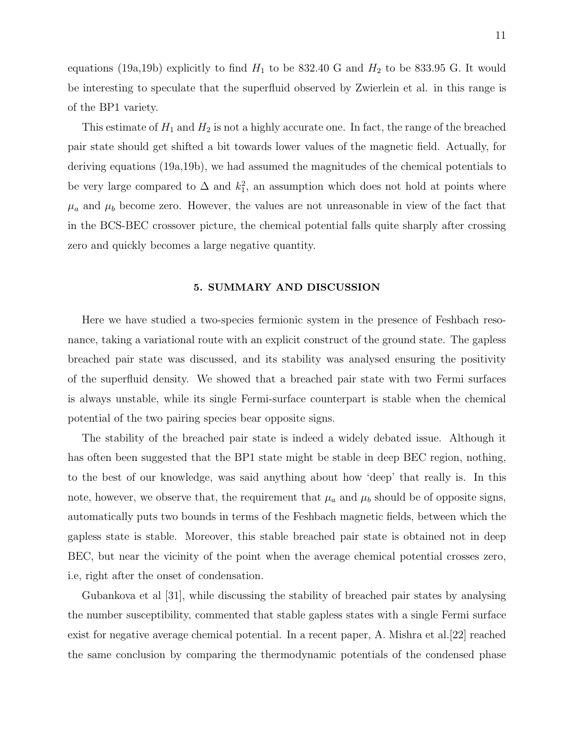equations (19a,19b) explicitly to find $H_1$ to be 832.40 G and $H_2$ to be 833.95 G. It would be interesting to speculate that the superfluid observed by Zwierlein et al. in this range is of the BP1 variety.

This estimate of $H_1$ and $H_2$ is not a highly accurate one. In fact, the range of the breached pair state should get shifted a bit towards lower values of the magnetic field. Actually, for deriving equations (19a,19b), we had assumed the magnitudes of the chemical potentials to be very large compared to $\Delta$ and $k_1^2$, an assumption which does not hold at points where $\mu_a$ and $\mu_b$ become zero. However, the values are not unreasonable in view of the fact that in the BCS-BEC crossover picture, the chemical potential falls quite sharply after crossing zero and quickly becomes a large negative quantity.

## 5. SUMMARY AND DISCUSSION

Here we have studied a two-species fermionic system in the presence of Feshbach resonance, taking a variational route with an explicit construct of the ground state. The gapless breached pair state was discussed, and its stability was analysed ensuring the positivity of the superfluid density. We showed that a breached pair state with two Fermi surfaces is always unstable, while its single Fermi-surface counterpart is stable when the chemical potential of the two pairing species bear opposite signs.

The stability of the breached pair state is indeed a widely debated issue. Although it has often been suggested that the BP1 state might be stable in deep BEC region, nothing, to the best of our knowledge, was said anything about how 'deep' that really is. In this note, however, we observe that, the requirement that $\mu_a$ and $\mu_b$ should be of opposite signs, automatically puts two bounds in terms of the Feshbach magnetic fields, between which the gapless state is stable. Moreover, this stable breached pair state is obtained not in deep BEC, but near the vicinity of the point when the average chemical potential crosses zero, i.e, right after the onset of condensation.

Gubankova et al [31], while discussing the stability of breached pair states by analysing the number susceptibility, commented that stable gapless states with a single Fermi surface exist for negative average chemical potential. In a recent paper, A. Mishra et al.[22] reached the same conclusion by comparing the thermodynamic potentials of the condensed phase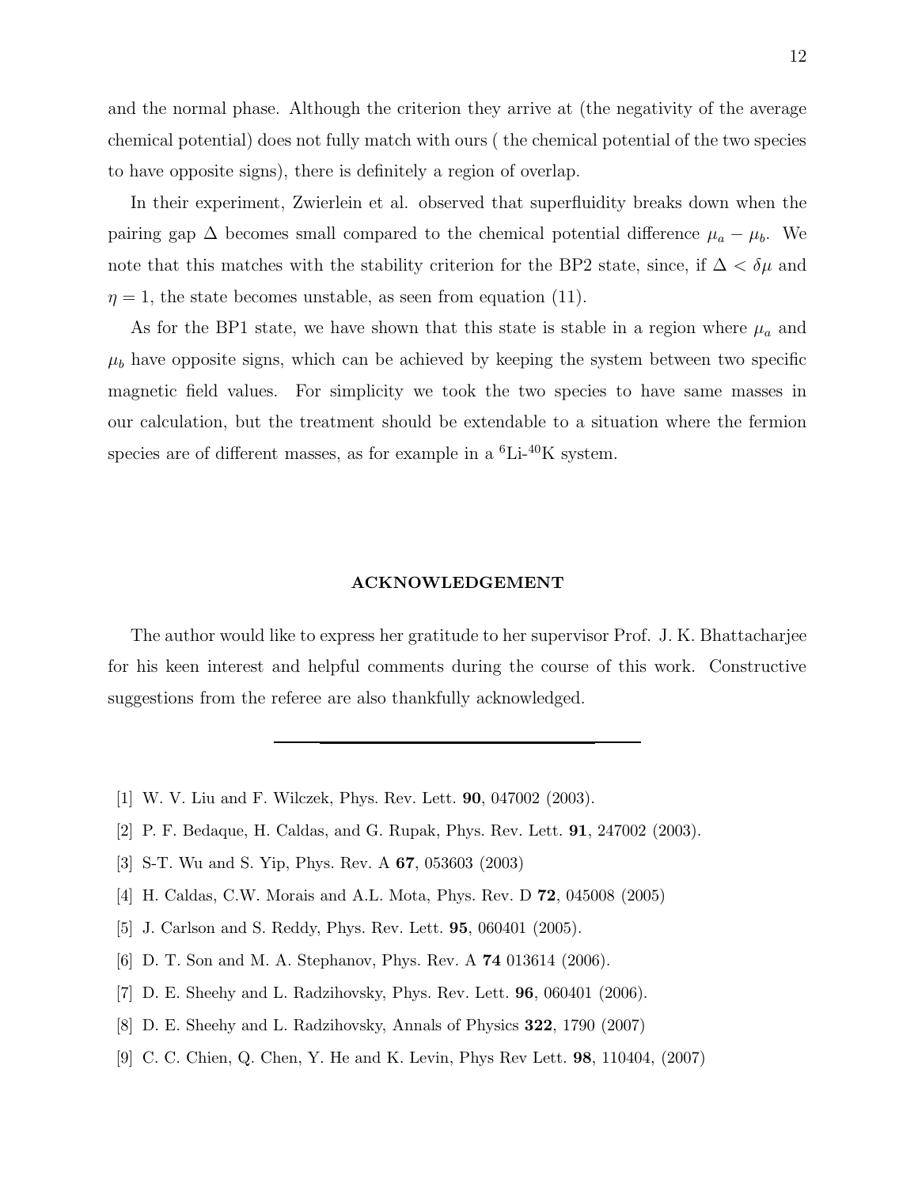and the normal phase. Although the criterion they arrive at (the negativity of the average chemical potential) does not fully match with ours ( the chemical potential of the two species to have opposite signs), there is definitely a region of overlap.

In their experiment, Zwierlein et al. observed that superfluidity breaks down when the pairing gap $\Delta$ becomes small compared to the chemical potential difference $\mu_a - \mu_b$. We note that this matches with the stability criterion for the BP2 state, since, if $\Delta < \delta\mu$ and $\eta = 1$, the state becomes unstable, as seen from equation (11).

As for the BP1 state, we have shown that this state is stable in a region where $\mu_a$ and $\mu_b$ have opposite signs, which can be achieved by keeping the system between two specific magnetic field values. For simplicity we took the two species to have same masses in our calculation, but the treatment should be extendable to a situation where the fermion species are of different masses, as for example in a $^6$Li-$^{40}$K system.

## ACKNOWLEDGEMENT

The author would like to express her gratitude to her supervisor Prof. J. K. Bhattacharjee for his keen interest and helpful comments during the course of this work. Constructive suggestions from the referee are also thankfully acknowledged.

---

[1] W. V. Liu and F. Wilczek, Phys. Rev. Lett. **90**, 047002 (2003).

[2] P. F. Bedaque, H. Caldas, and G. Rupak, Phys. Rev. Lett. **91**, 247002 (2003).

[3] S-T. Wu and S. Yip, Phys. Rev. A **67**, 053603 (2003)

[4] H. Caldas, C.W. Morais and A.L. Mota, Phys. Rev. D **72**, 045008 (2005)

[5] J. Carlson and S. Reddy, Phys. Rev. Lett. **95**, 060401 (2005).

[6] D. T. Son and M. A. Stephanov, Phys. Rev. A **74** 013614 (2006).

[7] D. E. Sheehy and L. Radzihovsky, Phys. Rev. Lett. **96**, 060401 (2006).

[8] D. E. Sheehy and L. Radzihovsky, Annals of Physics **322**, 1790 (2007)

[9] C. C. Chien, Q. Chen, Y. He and K. Levin, Phys Rev Lett. **98**, 110404, (2007)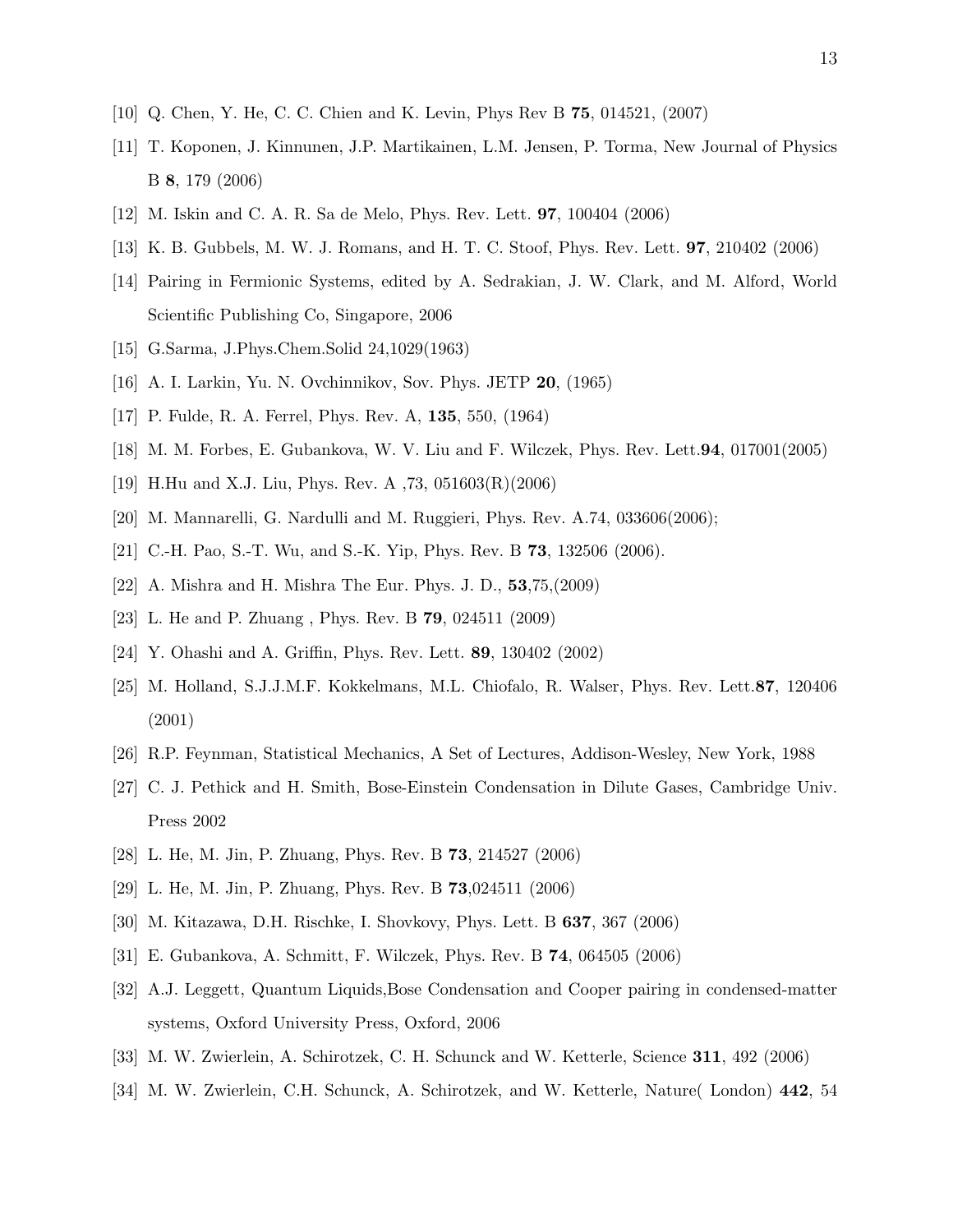[10] Q. Chen, Y. He, C. C. Chien and K. Levin, Phys Rev B **75**, 014521, (2007)

[11] T. Koponen, J. Kinnunen, J.P. Martikainen, L.M. Jensen, P. Torma, New Journal of Physics B **8**, 179 (2006)

[12] M. Iskin and C. A. R. Sa de Melo, Phys. Rev. Lett. **97**, 100404 (2006)

[13] K. B. Gubbels, M. W. J. Romans, and H. T. C. Stoof, Phys. Rev. Lett. **97**, 210402 (2006)

[14] Pairing in Fermionic Systems, edited by A. Sedrakian, J. W. Clark, and M. Alford, World Scientific Publishing Co, Singapore, 2006

[15] G.Sarma, J.Phys.Chem.Solid 24,1029(1963)

[16] A. I. Larkin, Yu. N. Ovchinnikov, Sov. Phys. JETP **20**, (1965)

[17] P. Fulde, R. A. Ferrel, Phys. Rev. A, **135**, 550, (1964)

[18] M. M. Forbes, E. Gubankova, W. V. Liu and F. Wilczek, Phys. Rev. Lett.**94**, 017001(2005)

[19] H.Hu and X.J. Liu, Phys. Rev. A ,73, 051603(R)(2006)

[20] M. Mannarelli, G. Nardulli and M. Ruggieri, Phys. Rev. A.74, 033606(2006);

[21] C.-H. Pao, S.-T. Wu, and S.-K. Yip, Phys. Rev. B **73**, 132506 (2006).

[22] A. Mishra and H. Mishra The Eur. Phys. J. D., **53**,75,(2009)

[23] L. He and P. Zhuang , Phys. Rev. B **79**, 024511 (2009)

[24] Y. Ohashi and A. Griffin, Phys. Rev. Lett. **89**, 130402 (2002)

[25] M. Holland, S.J.J.M.F. Kokkelmans, M.L. Chiofalo, R. Walser, Phys. Rev. Lett.**87**, 120406 (2001)

[26] R.P. Feynman, Statistical Mechanics, A Set of Lectures, Addison-Wesley, New York, 1988

[27] C. J. Pethick and H. Smith, Bose-Einstein Condensation in Dilute Gases, Cambridge Univ. Press 2002

[28] L. He, M. Jin, P. Zhuang, Phys. Rev. B **73**, 214527 (2006)

[29] L. He, M. Jin, P. Zhuang, Phys. Rev. B **73**,024511 (2006)

[30] M. Kitazawa, D.H. Rischke, I. Shovkovy, Phys. Lett. B **637**, 367 (2006)

[31] E. Gubankova, A. Schmitt, F. Wilczek, Phys. Rev. B **74**, 064505 (2006)

[32] A.J. Leggett, Quantum Liquids,Bose Condensation and Cooper pairing in condensed-matter systems, Oxford University Press, Oxford, 2006

[33] M. W. Zwierlein, A. Schirotzek, C. H. Schunck and W. Ketterle, Science **311**, 492 (2006)

[34] M. W. Zwierlein, C.H. Schunck, A. Schirotzek, and W. Ketterle, Nature( London) **442**, 54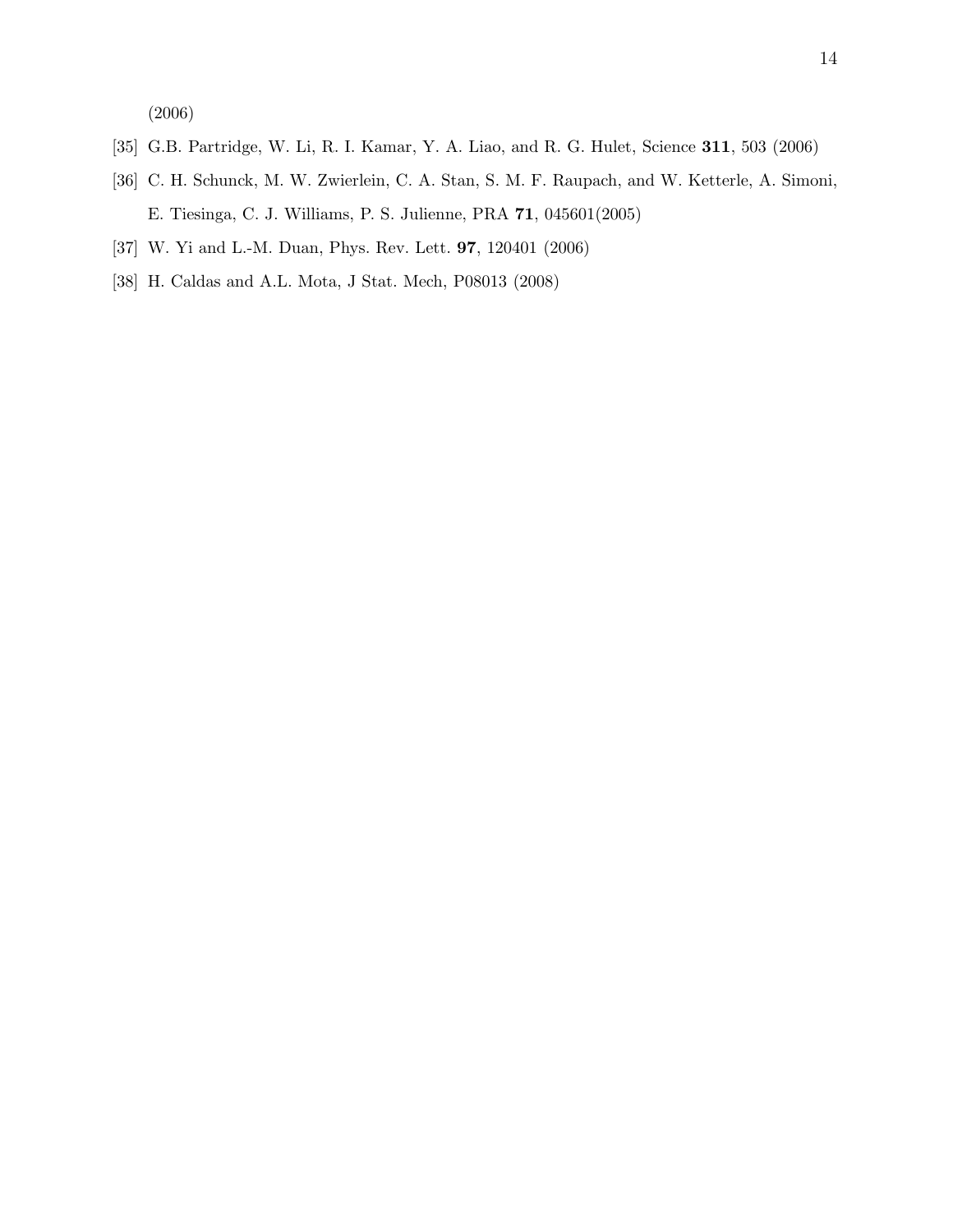(2006)

[35] G.B. Partridge, W. Li, R. I. Kamar, Y. A. Liao, and R. G. Hulet, Science **311**, 503 (2006)

[36] C. H. Schunck, M. W. Zwierlein, C. A. Stan, S. M. F. Raupach, and W. Ketterle, A. Simoni, E. Tiesinga, C. J. Williams, P. S. Julienne, PRA **71**, 045601(2005)

[37] W. Yi and L.-M. Duan, Phys. Rev. Lett. **97**, 120401 (2006)

[38] H. Caldas and A.L. Mota, J Stat. Mech, P08013 (2008)